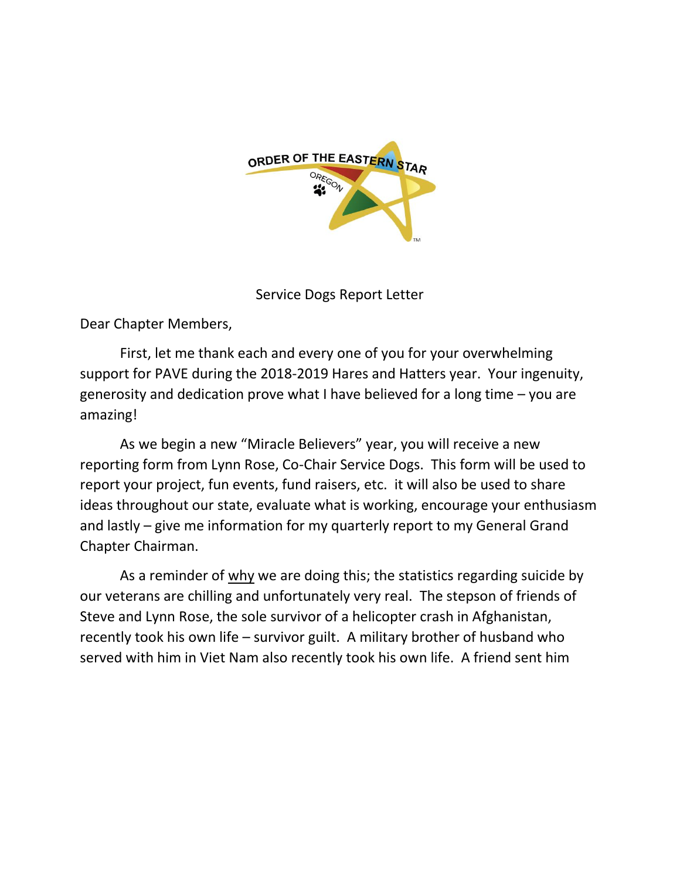ORDER OF THE EASTERN STAR

OREGON

Service Dogs Report Letter

Dear Chapter Members,

First, let me thank each and every one of you for your overwhelming support for PAVE during the 2018-2019 Hares and Hatters year. Your ingenuity, generosity and dedication prove what I have believed for a long time – you are amazing!

As we begin a new "Miracle Believers" year, you will receive a new reporting form from Lynn Rose, Co-Chair Service Dogs. This form will be used to report your project, fun events, fund raisers, etc. it will also be used to share ideas throughout our state, evaluate what is working, encourage your enthusiasm and lastly – give me information for my quarterly report to my General Grand Chapter Chairman.

As a reminder of <u>why</u> we are doing this; the statistics regarding suicide by our veterans are chilling and unfortunately very real. The stepson of friends of Steve and Lynn Rose, the sole survivor of a helicopter crash in Afghanistan, recently took his own life – survivor guilt. A military brother of husband who served with him in Viet Nam also recently took his own life. A friend sent him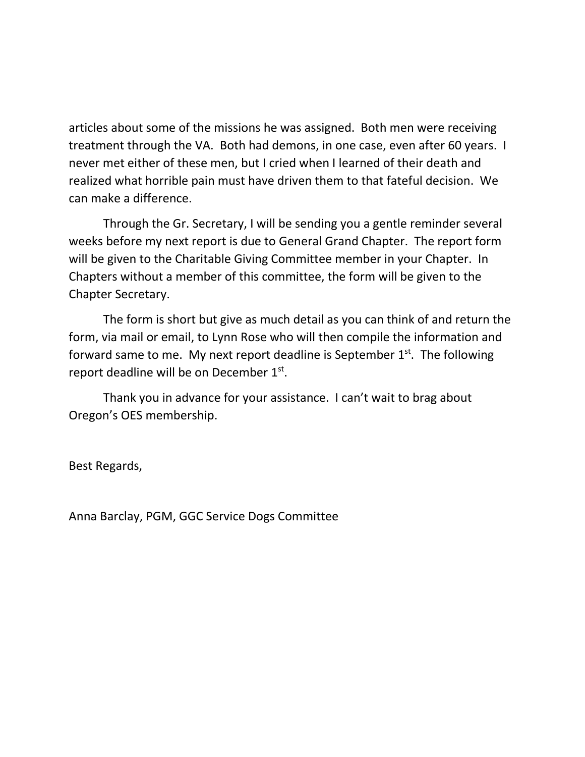articles about some of the missions he was assigned. Both men were receiving treatment through the VA. Both had demons, in one case, even after 60 years. I never met either of these men, but I cried when I learned of their death and realized what horrible pain must have driven them to that fateful decision. We can make a difference.

Through the Gr. Secretary, I will be sending you a gentle reminder several weeks before my next report is due to General Grand Chapter. The report form will be given to the Charitable Giving Committee member in your Chapter. In Chapters without a member of this committee, the form will be given to the Chapter Secretary.

The form is short but give as much detail as you can think of and return the form, via mail or email, to Lynn Rose who will then compile the information and forward same to me. My next report deadline is September 1st. The following report deadline will be on December 1st.

Thank you in advance for your assistance. I can't wait to brag about Oregon's OES membership.

Best Regards,

Anna Barclay, PGM, GGC Service Dogs Committee